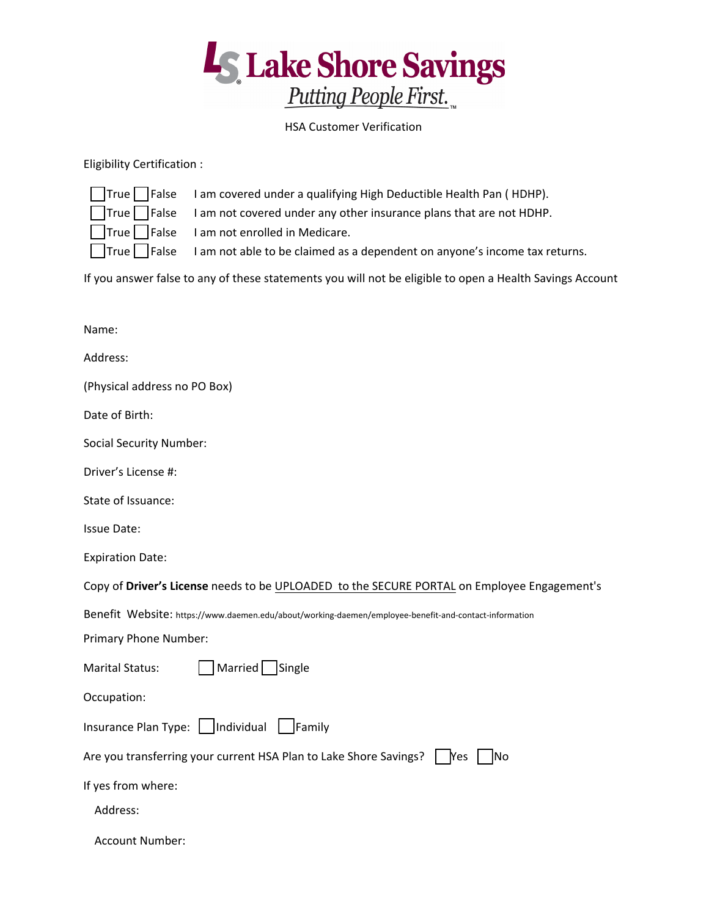# Lake Shore Savings

*Putting People First.*™

HSA Customer Verification

Eligibility Certification :

- ☐ True ☐ False   I am covered under a qualifying High Deductible Health Pan ( HDHP).
- ☐ True ☐ False   I am not covered under any other insurance plans that are not HDHP.
- ☐ True ☐ False   I am not enrolled in Medicare.
- ☐ True ☐ False   I am not able to be claimed as a dependent on anyone's income tax returns.

If you answer false to any of these statements you will not be eligible to open a Health Savings Account

Name:

Address:

(Physical address no PO Box)

Date of Birth:

Social Security Number:

Driver's License #:

State of Issuance:

Issue Date:

Expiration Date:

Copy of **Driver's License** needs to be UPLOADED to the SECURE PORTAL on Employee Engagement's

Benefit Website: https://www.daemen.edu/about/working-daemen/employee-benefit-and-contact-information

Primary Phone Number:

Marital Status: ☐ Married ☐ Single

Occupation:

Insurance Plan Type: ☐ Individual ☐ Family

Are you transferring your current HSA Plan to Lake Shore Savings? ☐ Yes ☐ No

If yes from where:

Address:

Account Number: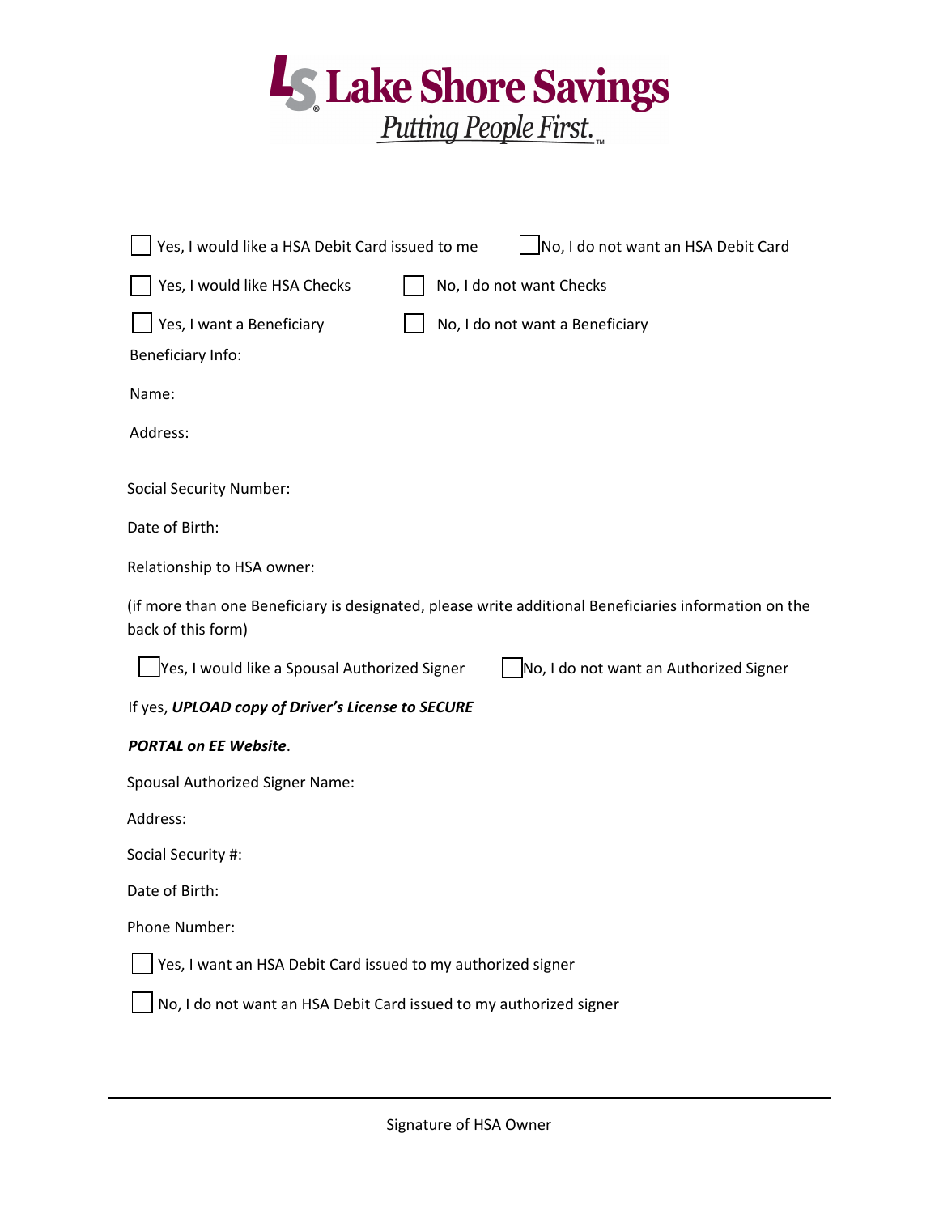**Lake Shore Savings**

*Putting People First.*™

☐ Yes, I would like a HSA Debit Card issued to me ☐ No, I do not want an HSA Debit Card

☐ Yes, I would like HSA Checks ☐ No, I do not want Checks

☐ Yes, I want a Beneficiary ☐ No, I do not want a Beneficiary

Beneficiary Info:

Name:

Address:

Social Security Number:

Date of Birth:

Relationship to HSA owner:

(if more than one Beneficiary is designated, please write additional Beneficiaries information on the back of this form)

☐ Yes, I would like a Spousal Authorized Signer ☐ No, I do not want an Authorized Signer

If yes, ***UPLOAD copy of Driver's License to SECURE PORTAL on EE Website***.

Spousal Authorized Signer Name:

Address:

Social Security #:

Date of Birth:

Phone Number:

☐ Yes, I want an HSA Debit Card issued to my authorized signer

☐ No, I do not want an HSA Debit Card issued to my authorized signer

Signature of HSA Owner